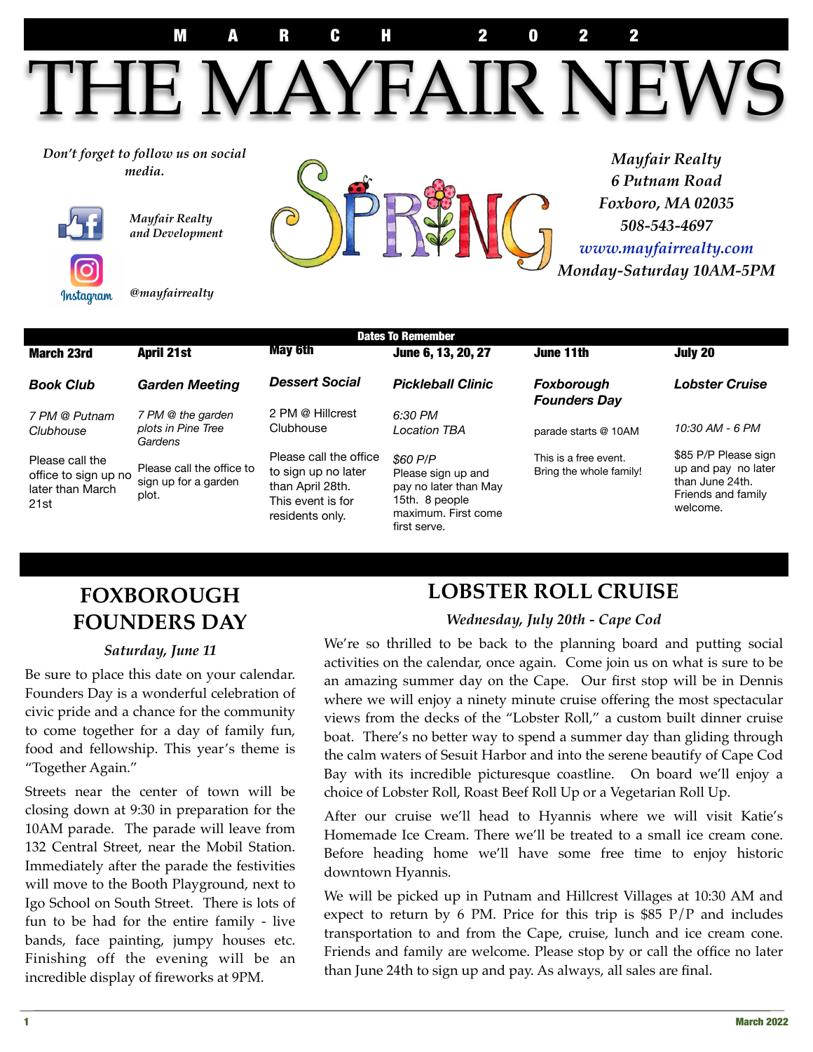MARCH 2022

# THE MAYFAIR NEWS

*Don't forget to follow us on social media.*

*Mayfair Realty and Development*

*@mayfairrealty*

SPRING

*Mayfair Realty*
*6 Putnam Road*
*Foxboro, MA 02035*
*508-543-4697*
*www.mayfairrealty.com*
*Monday-Saturday 10AM-5PM*

**Dates To Remember**

| March 23rd | April 21st | May 6th | June 6, 13, 20, 27 | June 11th | July 20 |
|---|---|---|---|---|---|
| ***Book Club*** | ***Garden Meeting*** | ***Dessert Social*** | ***Pickleball Clinic*** | ***Foxborough Founders Day*** | ***Lobster Cruise*** |
| *7 PM @ Putnam Clubhouse* | *7 PM @ the garden plots in Pine Tree Gardens* | 2 PM @ Hillcrest Clubhouse | *6:30 PM Location TBA* | parade starts @ 10AM | *10:30 AM - 6 PM* |
| Please call the office to sign up no later than March 21st | Please call the office to sign up for a garden plot. | Please call the office to sign up no later than April 28th. This event is for residents only. | *$60 P/P* Please sign up and pay no later than May 15th. 8 people maximum. First come first serve. | This is a free event. Bring the whole family! | $85 P/P Please sign up and pay no later than June 24th. Friends and family welcome. |

## FOXBOROUGH FOUNDERS DAY

*Saturday, June 11*

Be sure to place this date on your calendar. Founders Day is a wonderful celebration of civic pride and a chance for the community to come together for a day of family fun, food and fellowship. This year's theme is "Together Again."

Streets near the center of town will be closing down at 9:30 in preparation for the 10AM parade. The parade will leave from 132 Central Street, near the Mobil Station. Immediately after the parade the festivities will move to the Booth Playground, next to Igo School on South Street. There is lots of fun to be had for the entire family - live bands, face painting, jumpy houses etc. Finishing off the evening will be an incredible display of fireworks at 9PM.

## LOBSTER ROLL CRUISE

*Wednesday, July 20th - Cape Cod*

We're so thrilled to be back to the planning board and putting social activities on the calendar, once again. Come join us on what is sure to be an amazing summer day on the Cape. Our first stop will be in Dennis where we will enjoy a ninety minute cruise offering the most spectacular views from the decks of the "Lobster Roll," a custom built dinner cruise boat. There's no better way to spend a summer day than gliding through the calm waters of Sesuit Harbor and into the serene beautify of Cape Cod Bay with its incredible picturesque coastline. On board we'll enjoy a choice of Lobster Roll, Roast Beef Roll Up or a Vegetarian Roll Up.

After our cruise we'll head to Hyannis where we will visit Katie's Homemade Ice Cream. There we'll be treated to a small ice cream cone. Before heading home we'll have some free time to enjoy historic downtown Hyannis.

We will be picked up in Putnam and Hillcrest Villages at 10:30 AM and expect to return by 6 PM. Price for this trip is $85 P/P and includes transportation to and from the Cape, cruise, lunch and ice cream cone. Friends and family are welcome. Please stop by or call the office no later than June 24th to sign up and pay. As always, all sales are final.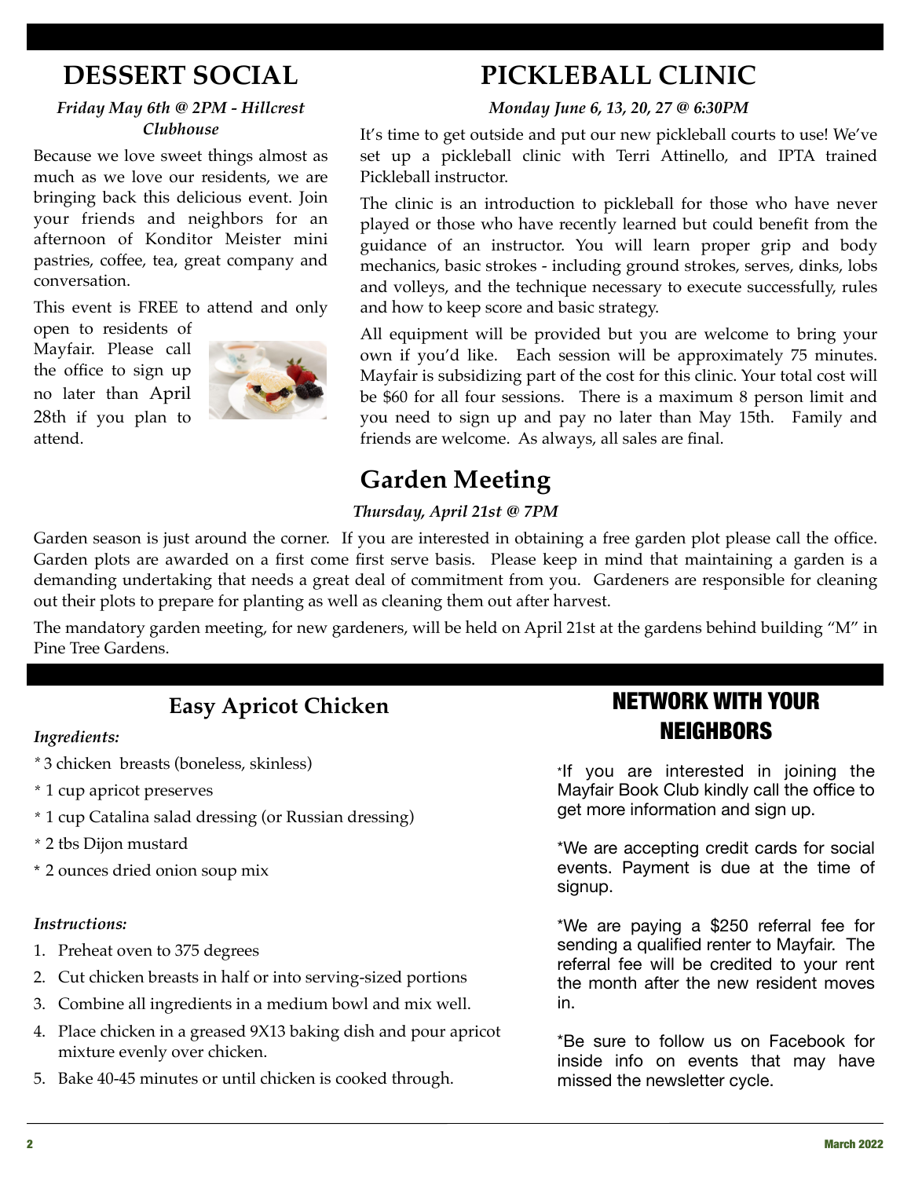## DESSERT SOCIAL

***Friday May 6th @ 2PM - Hillcrest Clubhouse***

Because we love sweet things almost as much as we love our residents, we are bringing back this delicious event. Join your friends and neighbors for an afternoon of Konditor Meister mini pastries, coffee, tea, great company and conversation.

This event is FREE to attend and only open to residents of Mayfair. Please call the office to sign up no later than April 28th if you plan to attend.

## PICKLEBALL CLINIC

***Monday June 6, 13, 20, 27 @ 6:30PM***

It's time to get outside and put our new pickleball courts to use! We've set up a pickleball clinic with Terri Attinello, and IPTA trained Pickleball instructor.

The clinic is an introduction to pickleball for those who have never played or those who have recently learned but could benefit from the guidance of an instructor. You will learn proper grip and body mechanics, basic strokes - including ground strokes, serves, dinks, lobs and volleys, and the technique necessary to execute successfully, rules and how to keep score and basic strategy.

All equipment will be provided but you are welcome to bring your own if you'd like. Each session will be approximately 75 minutes. Mayfair is subsidizing part of the cost for this clinic. Your total cost will be $60 for all four sessions. There is a maximum 8 person limit and you need to sign up and pay no later than May 15th. Family and friends are welcome. As always, all sales are final.

## Garden Meeting

***Thursday, April 21st @ 7PM***

Garden season is just around the corner. If you are interested in obtaining a free garden plot please call the office. Garden plots are awarded on a first come first serve basis. Please keep in mind that maintaining a garden is a demanding undertaking that needs a great deal of commitment from you. Gardeners are responsible for cleaning out their plots to prepare for planting as well as cleaning them out after harvest.

The mandatory garden meeting, for new gardeners, will be held on April 21st at the gardens behind building "M" in Pine Tree Gardens.

## Easy Apricot Chicken

*Ingredients:*

* 3 chicken breasts (boneless, skinless)
* 1 cup apricot preserves
* 1 cup Catalina salad dressing (or Russian dressing)
* 2 tbs Dijon mustard
* 2 ounces dried onion soup mix

*Instructions:*

1. Preheat oven to 375 degrees
2. Cut chicken breasts in half or into serving-sized portions
3. Combine all ingredients in a medium bowl and mix well.
4. Place chicken in a greased 9X13 baking dish and pour apricot mixture evenly over chicken.
5. Bake 40-45 minutes or until chicken is cooked through.

## NETWORK WITH YOUR NEIGHBORS

*If you are interested in joining the Mayfair Book Club kindly call the office to get more information and sign up.

*We are accepting credit cards for social events. Payment is due at the time of signup.

*We are paying a $250 referral fee for sending a qualified renter to Mayfair. The referral fee will be credited to your rent the month after the new resident moves in.

*Be sure to follow us on Facebook for inside info on events that may have missed the newsletter cycle.